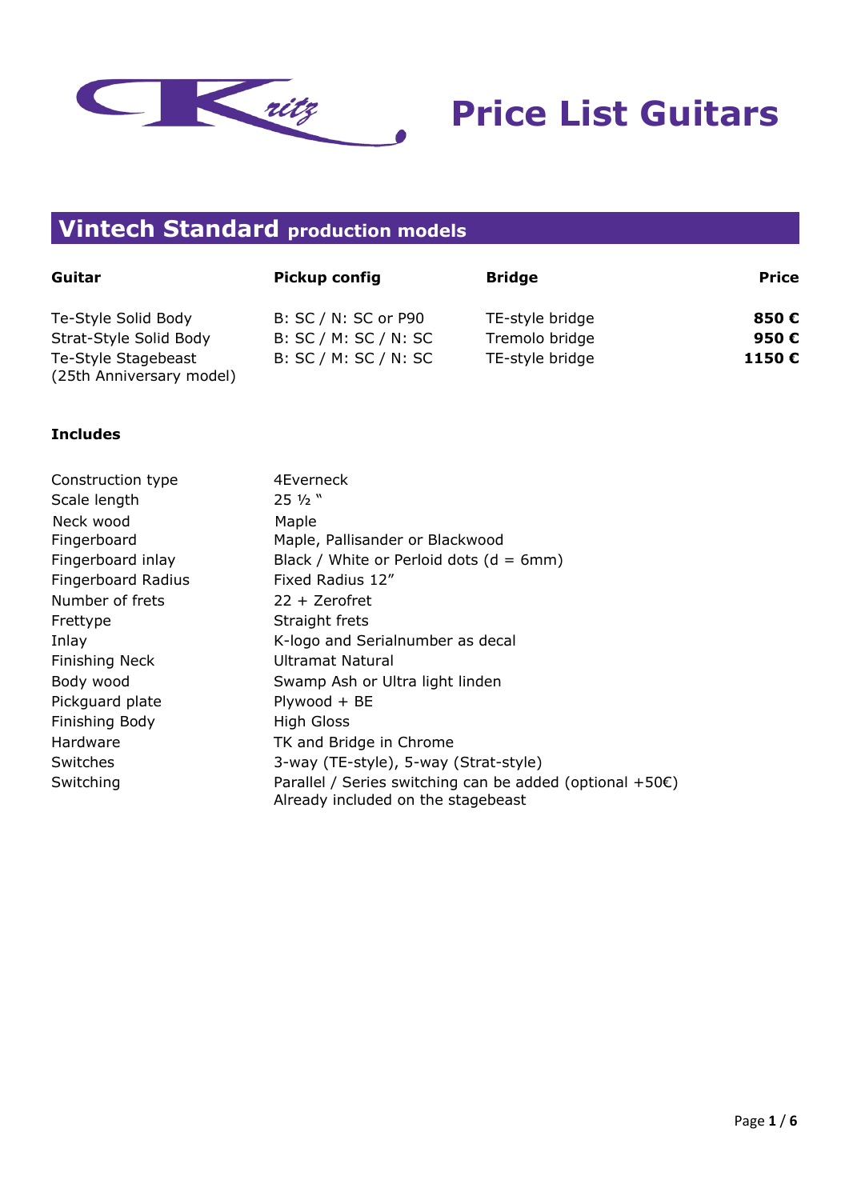# Price List Guitars

## Vintech Standard production models

| Guitar | Pickup config | Bridge | Price |
|---|---|---|---|
| Te-Style Solid Body | B: SC / N: SC or P90 | TE-style bridge | **850 €** |
| Strat-Style Solid Body | B: SC / M: SC / N: SC | Tremolo bridge | **950 €** |
| Te-Style Stagebeast (25th Anniversary model) | B: SC / M: SC / N: SC | TE-style bridge | **1150 €** |

**Includes**

| | |
|---|---|
| Construction type | 4Everneck |
| Scale length | 25 ½ " |
| Neck wood | Maple |
| Fingerboard | Maple, Pallisander or Blackwood |
| Fingerboard inlay | Black / White or Perloid dots (d = 6mm) |
| Fingerboard Radius | Fixed Radius 12" |
| Number of frets | 22 + Zerofret |
| Frettype | Straight frets |
| Inlay | K-logo and Serialnumber as decal |
| Finishing Neck | Ultramat Natural |
| Body wood | Swamp Ash or Ultra light linden |
| Pickguard plate | Plywood + BE |
| Finishing Body | High Gloss |
| Hardware | TK and Bridge in Chrome |
| Switches | 3-way (TE-style), 5-way (Strat-style) |
| Switching | Parallel / Series switching can be added (optional +50€) Already included on the stagebeast |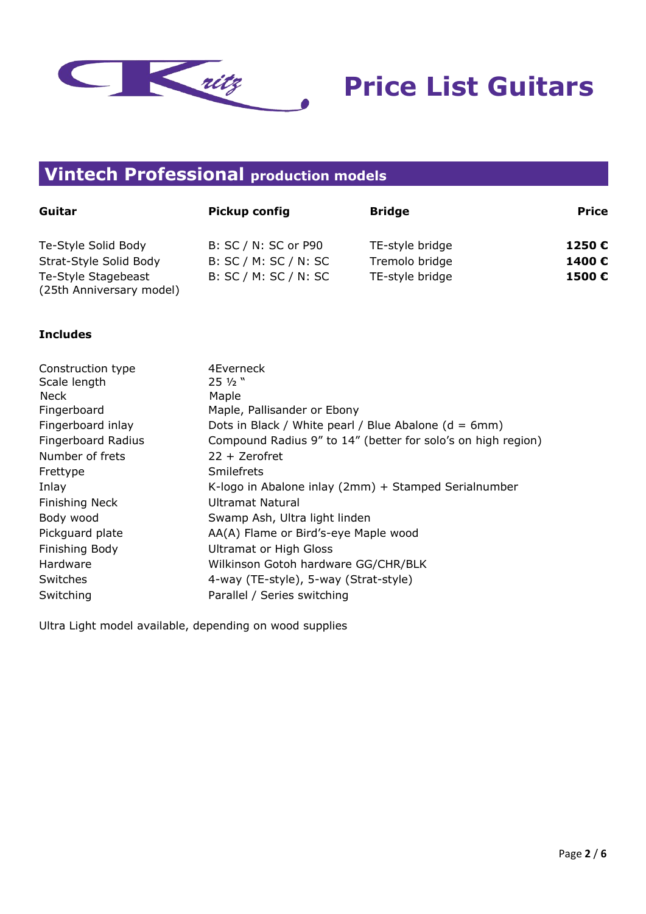# Price List Guitars

## Vintech Professional production models

| Guitar | Pickup config | Bridge | Price |
|---|---|---|---|
| Te-Style Solid Body | B: SC / N: SC or P90 | TE-style bridge | **1250 €** |
| Strat-Style Solid Body | B: SC / M: SC / N: SC | Tremolo bridge | **1400 €** |
| Te-Style Stagebeast (25th Anniversary model) | B: SC / M: SC / N: SC | TE-style bridge | **1500 €** |

**Includes**

| | |
|---|---|
| Construction type | 4Everneck |
| Scale length | 25 ½ " |
| Neck | Maple |
| Fingerboard | Maple, Pallisander or Ebony |
| Fingerboard inlay | Dots in Black / White pearl / Blue Abalone (d = 6mm) |
| Fingerboard Radius | Compound Radius 9" to 14" (better for solo's on high region) |
| Number of frets | 22 + Zerofret |
| Frettype | Smilefrets |
| Inlay | K-logo in Abalone inlay (2mm) + Stamped Serialnumber |
| Finishing Neck | Ultramat Natural |
| Body wood | Swamp Ash, Ultra light linden |
| Pickguard plate | AA(A) Flame or Bird's-eye Maple wood |
| Finishing Body | Ultramat or High Gloss |
| Hardware | Wilkinson Gotoh hardware GG/CHR/BLK |
| Switches | 4-way (TE-style), 5-way (Strat-style) |
| Switching | Parallel / Series switching |

Ultra Light model available, depending on wood supplies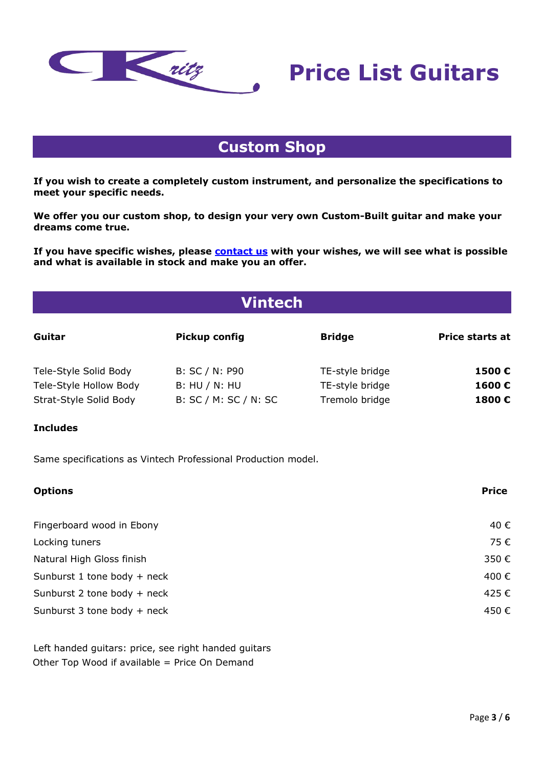# Price List Guitars

## Custom Shop

**If you wish to create a completely custom instrument, and personalize the specifications to meet your specific needs.**

**We offer you our custom shop, to design your very own Custom-Built guitar and make your dreams come true.**

**If you have specific wishes, please contact us with your wishes, we will see what is possible and what is available in stock and make you an offer.**

## Vintech

| Guitar | Pickup config | Bridge | Price starts at |
|---|---|---|---|
| Tele-Style Solid Body | B: SC / N: P90 | TE-style bridge | **1500 €** |
| Tele-Style Hollow Body | B: HU / N: HU | TE-style bridge | **1600 €** |
| Strat-Style Solid Body | B: SC / M: SC / N: SC | Tremolo bridge | **1800 €** |

**Includes**

Same specifications as Vintech Professional Production model.

| Options | Price |
|---|---|
| Fingerboard wood in Ebony | 40 € |
| Locking tuners | 75 € |
| Natural High Gloss finish | 350 € |
| Sunburst 1 tone body + neck | 400 € |
| Sunburst 2 tone body + neck | 425 € |
| Sunburst 3 tone body + neck | 450 € |

Left handed guitars: price, see right handed guitars
Other Top Wood if available = Price On Demand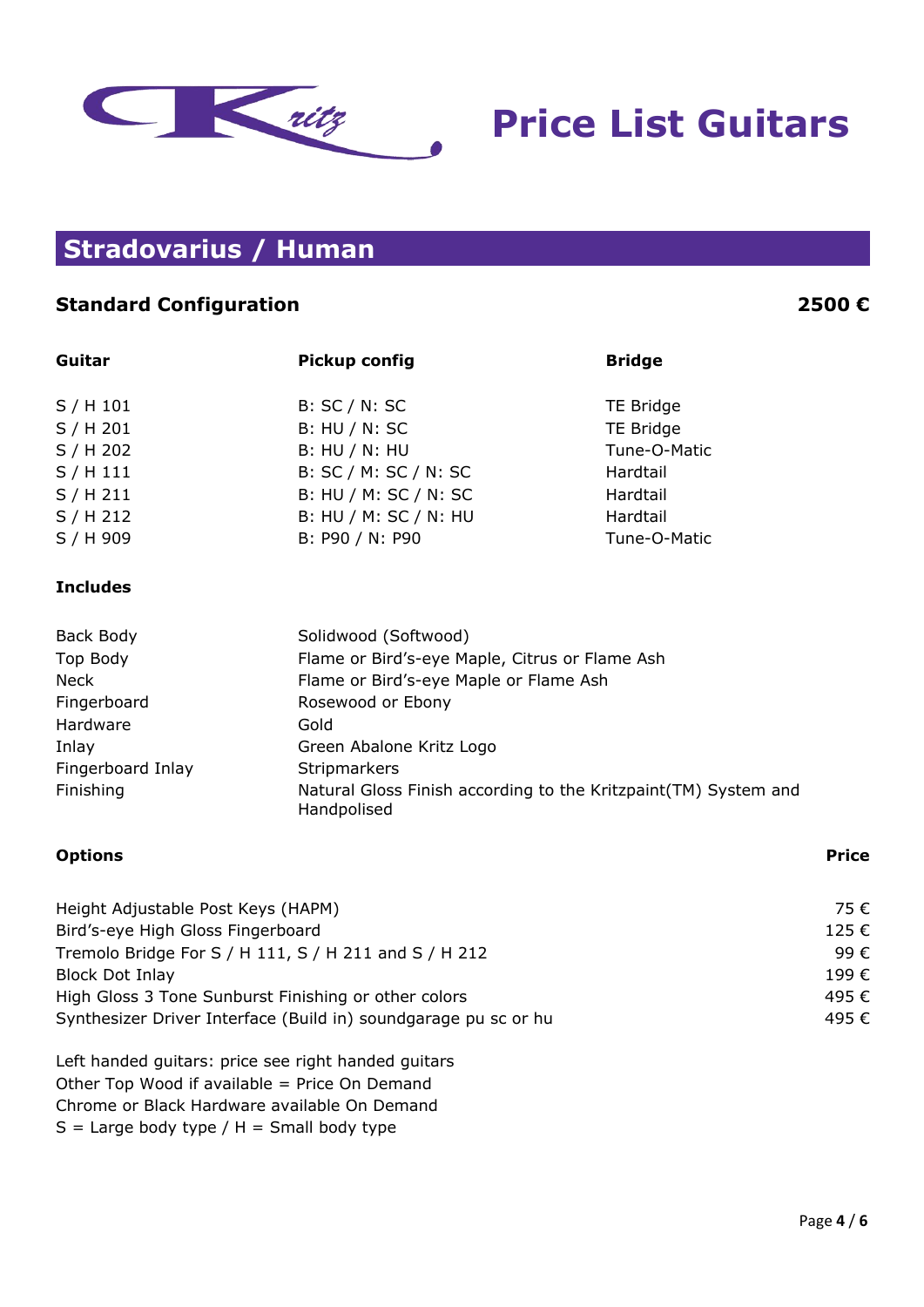# Price List Guitars

## Stradovarius / Human

**Standard Configuration** **2500 €**

| Guitar | Pickup config | Bridge |
|---|---|---|
| S / H 101 | B: SC / N: SC | TE Bridge |
| S / H 201 | B: HU / N: SC | TE Bridge |
| S / H 202 | B: HU / N: HU | Tune-O-Matic |
| S / H 111 | B: SC / M: SC / N: SC | Hardtail |
| S / H 211 | B: HU / M: SC / N: SC | Hardtail |
| S / H 212 | B: HU / M: SC / N: HU | Hardtail |
| S / H 909 | B: P90 / N: P90 | Tune-O-Matic |

**Includes**

| | |
|---|---|
| Back Body | Solidwood (Softwood) |
| Top Body | Flame or Bird's-eye Maple, Citrus or Flame Ash |
| Neck | Flame or Bird's-eye Maple or Flame Ash |
| Fingerboard | Rosewood or Ebony |
| Hardware | Gold |
| Inlay | Green Abalone Kritz Logo |
| Fingerboard Inlay | Stripmarkers |
| Finishing | Natural Gloss Finish according to the Kritzpaint(TM) System and Handpolised |

| Options | Price |
|---|---|
| Height Adjustable Post Keys (HAPM) | 75 € |
| Bird's-eye High Gloss Fingerboard | 125 € |
| Tremolo Bridge For S / H 111, S / H 211 and S / H 212 | 99 € |
| Block Dot Inlay | 199 € |
| High Gloss 3 Tone Sunburst Finishing or other colors | 495 € |
| Synthesizer Driver Interface (Build in) soundgarage pu sc or hu | 495 € |

Left handed guitars: price see right handed guitars
Other Top Wood if available = Price On Demand
Chrome or Black Hardware available On Demand
S = Large body type / H = Small body type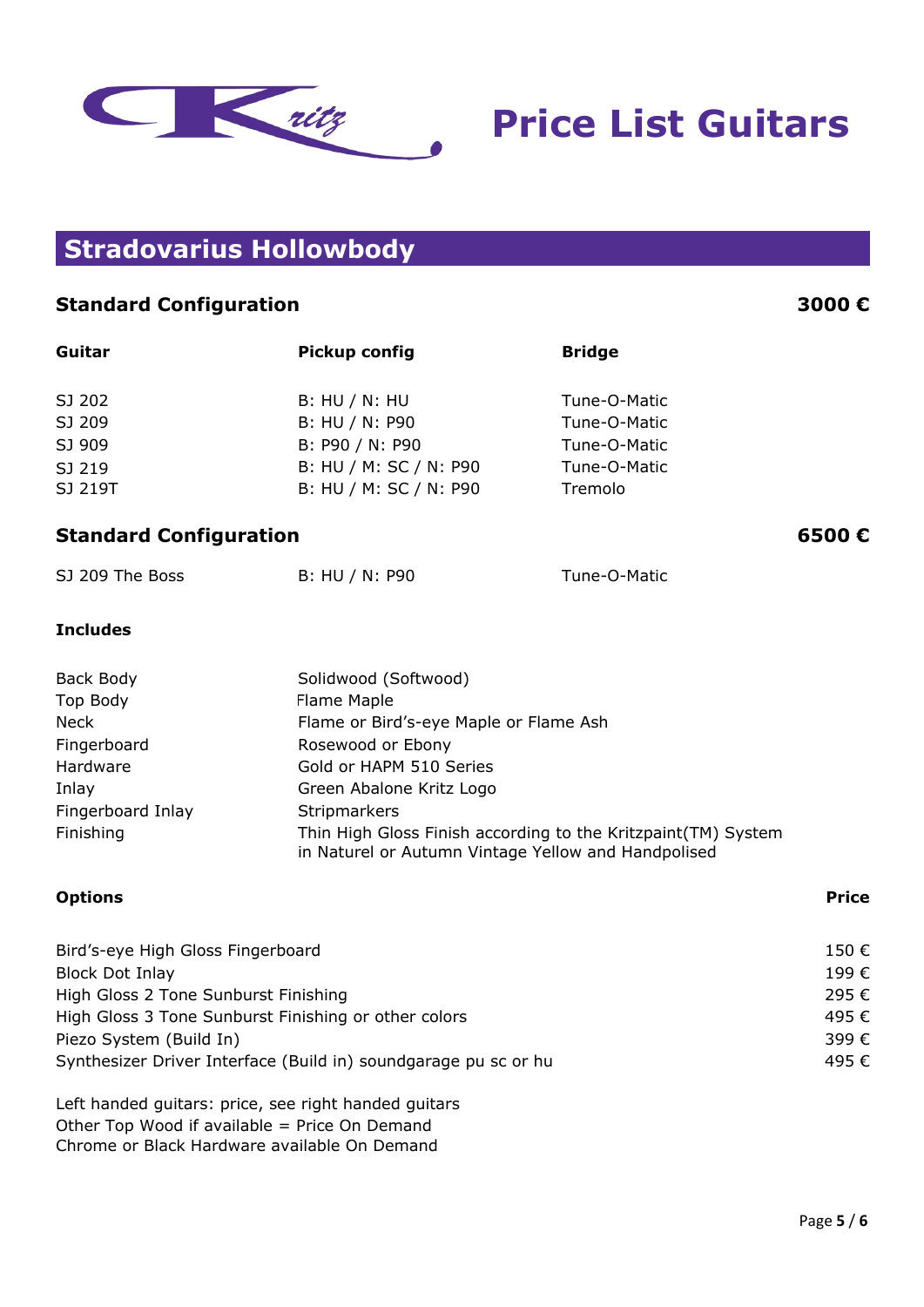# Price List Guitars

## Stradovarius Hollowbody

### Standard Configuration — 3000 €

| Guitar | Pickup config | Bridge |
| --- | --- | --- |
| SJ 202 | B: HU / N: HU | Tune-O-Matic |
| SJ 209 | B: HU / N: P90 | Tune-O-Matic |
| SJ 909 | B: P90 / N: P90 | Tune-O-Matic |
| SJ 219 | B: HU / M: SC / N: P90 | Tune-O-Matic |
| SJ 219T | B: HU / M: SC / N: P90 | Tremolo |

### Standard Configuration — 6500 €

| Guitar | Pickup config | Bridge |
| --- | --- | --- |
| SJ 209 The Boss | B: HU / N: P90 | Tune-O-Matic |

**Includes**

| | |
| --- | --- |
| Back Body | Solidwood (Softwood) |
| Top Body | Flame Maple |
| Neck | Flame or Bird's-eye Maple or Flame Ash |
| Fingerboard | Rosewood or Ebony |
| Hardware | Gold or HAPM 510 Series |
| Inlay | Green Abalone Kritz Logo |
| Fingerboard Inlay | Stripmarkers |
| Finishing | Thin High Gloss Finish according to the Kritzpaint(TM) System in Naturel or Autumn Vintage Yellow and Handpolised |

| Options | Price |
| --- | --- |
| Bird's-eye High Gloss Fingerboard | 150 € |
| Block Dot Inlay | 199 € |
| High Gloss 2 Tone Sunburst Finishing | 295 € |
| High Gloss 3 Tone Sunburst Finishing or other colors | 495 € |
| Piezo System (Build In) | 399 € |
| Synthesizer Driver Interface (Build in) soundgarage pu sc or hu | 495 € |

Left handed guitars: price, see right handed guitars
Other Top Wood if available = Price On Demand
Chrome or Black Hardware available On Demand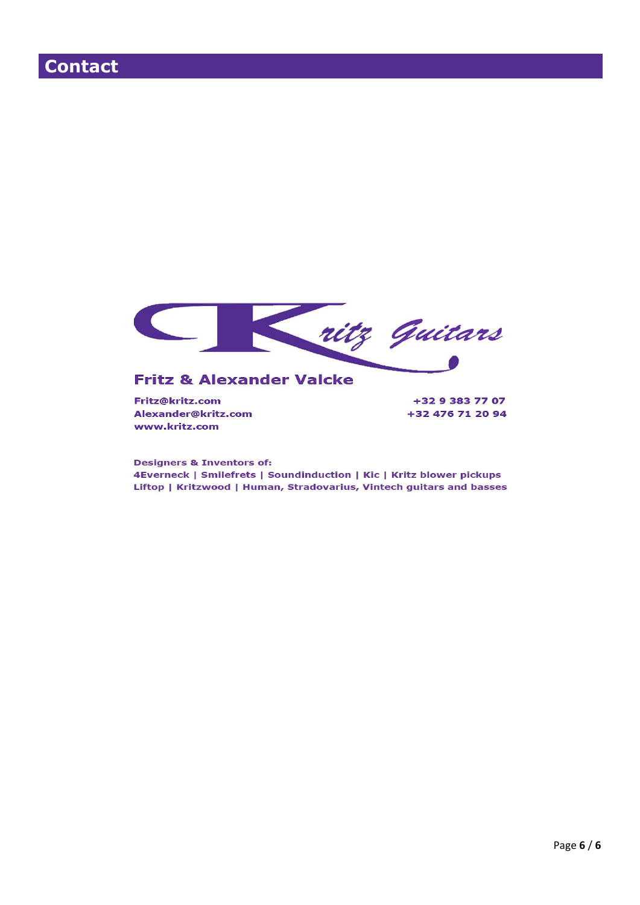# Contact

Kritz Guitars

**Fritz & Alexander Valcke**

Fritz@kritz.com
Alexander@kritz.com
www.kritz.com

+32 9 383 77 07
+32 476 71 20 94

Designers & Inventors of:
4Everneck | Smilefrets | Soundinduction | Kic | Kritz blower pickups
Liftop | Kritzwood | Human, Stradovarius, Vintech guitars and basses